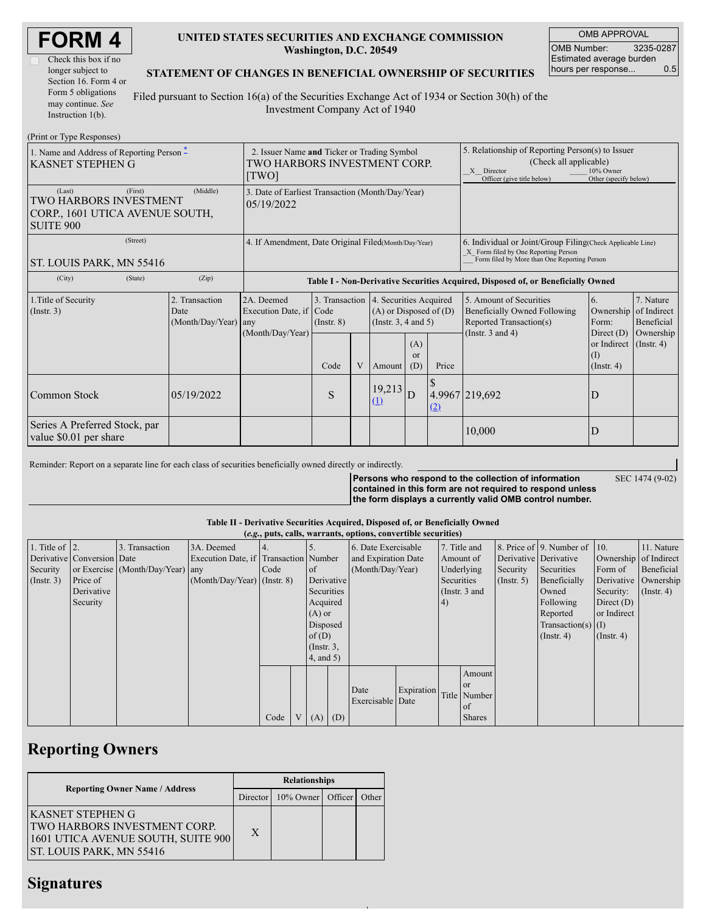# FORM 4

☐ Check this box if no longer subject to Section 16. Form 4 or Form 5 obligations may continue. *See* Instruction 1(b).

**UNITED STATES SECURITIES AND EXCHANGE COMMISSION**
**Washington, D.C. 20549**

**STATEMENT OF CHANGES IN BENEFICIAL OWNERSHIP OF SECURITIES**

Filed pursuant to Section 16(a) of the Securities Exchange Act of 1934 or Section 30(h) of the Investment Company Act of 1940

| OMB APPROVAL | |
|---|---|
| OMB Number: | 3235-0287 |
| Estimated average burden hours per response... | 0.5 |

(Print or Type Responses)

| 1. Name and Address of Reporting Person * | 2. Issuer Name **and** Ticker or Trading Symbol | 5. Relationship of Reporting Person(s) to Issuer (Check all applicable) |
|---|---|---|
| KASNET STEPHEN G | TWO HARBORS INVESTMENT CORP. [TWO] | _X_ Director ___ 10% Owner ___ Officer (give title below) ___ Other (specify below) |
| (Last) (First) (Middle) TWO HARBORS INVESTMENT CORP., 1601 UTICA AVENUE SOUTH, SUITE 900 | 3. Date of Earliest Transaction (Month/Day/Year) 05/19/2022 | |
| (Street) ST. LOUIS PARK, MN 55416 | 4. If Amendment, Date Original Filed (Month/Day/Year) | 6. Individual or Joint/Group Filing (Check Applicable Line) _X_ Form filed by One Reporting Person ___ Form filed by More than One Reporting Person |
| (City) (State) (Zip) | | |

**Table I - Non-Derivative Securities Acquired, Disposed of, or Beneficially Owned**

| 1.Title of Security (Instr. 3) | 2. Transaction Date (Month/Day/Year) | 2A. Deemed Execution Date, if any (Month/Day/Year) | 3. Transaction Code (Instr. 8) | | 4. Securities Acquired (A) or Disposed of (D) (Instr. 3, 4 and 5) | | | 5. Amount of Securities Beneficially Owned Following Reported Transaction(s) (Instr. 3 and 4) | 6. Ownership Form: Direct (D) or Indirect (I) (Instr. 4) | 7. Nature of Indirect Beneficial Ownership (Instr. 4) |
|---|---|---|---|---|---|---|---|---|---|---|
| | | | Code | V | Amount | (A) or (D) | Price | | | |
| Common Stock | 05/19/2022 | | S | | 19,213 (1) | D | $ 4.9967 (2) | 219,692 | D | |
| Series A Preferred Stock, par value $0.01 per share | | | | | | | | 10,000 | D | |

Reminder: Report on a separate line for each class of securities beneficially owned directly or indirectly.

**Persons who respond to the collection of information contained in this form are not required to respond unless the form displays a currently valid OMB control number.** SEC 1474 (9-02)

**Table II - Derivative Securities Acquired, Disposed of, or Beneficially Owned**
***(e.g.*, puts, calls, warrants, options, convertible securities)**

| 1. Title of Derivative Security (Instr. 3) | 2. Conversion or Exercise Price of Derivative Security | 3. Transaction Date (Month/Day/Year) | 3A. Deemed Execution Date, if any (Month/Day/Year) | 4. Transaction Code (Instr. 8) | | 5. Number of Derivative Securities Acquired (A) or Disposed of (D) (Instr. 3, 4, and 5) | | 6. Date Exercisable and Expiration Date (Month/Day/Year) | | 7. Title and Amount of Underlying Securities (Instr. 3 and 4) | | 8. Price of Derivative Security (Instr. 5) | 9. Number of Derivative Securities Beneficially Owned Following Reported Transaction(s) (Instr. 4) | 10. Ownership Form of Derivative Security: Direct (D) or Indirect (I) (Instr. 4) | 11. Nature of Indirect Beneficial Ownership (Instr. 4) |
|---|---|---|---|---|---|---|---|---|---|---|---|---|---|---|---|
| | | | | Code | V | (A) | (D) | Date Exercisable | Expiration Date | Title | Amount or Number of Shares | | | | |

## Reporting Owners

| Reporting Owner Name / Address | Relationships | | | |
|---|---|---|---|---|
| | Director | 10% Owner | Officer | Other |
| KASNET STEPHEN G TWO HARBORS INVESTMENT CORP. 1601 UTICA AVENUE SOUTH, SUITE 900 ST. LOUIS PARK, MN 55416 | X | | | |

## Signatures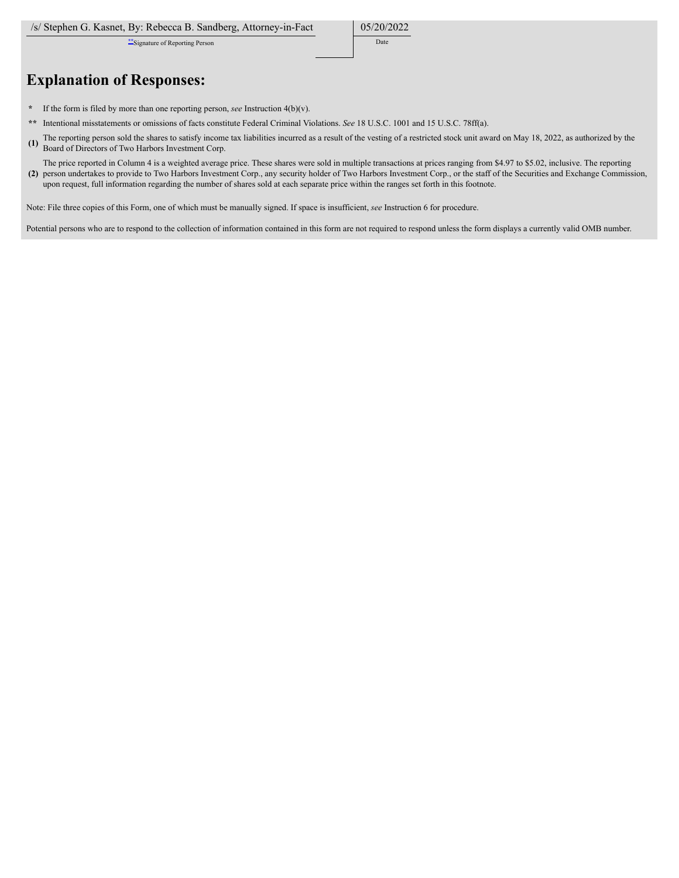| | |
|---|---|
| /s/ Stephen G. Kasnet, By: Rebecca B. Sandberg, Attorney-in-Fact | 05/20/2022 |
| **Signature of Reporting Person | Date |

## Explanation of Responses:

\* If the form is filed by more than one reporting person, *see* Instruction 4(b)(v).

\** Intentional misstatements or omissions of facts constitute Federal Criminal Violations. *See* 18 U.S.C. 1001 and 15 U.S.C. 78ff(a).

**(1)** The reporting person sold the shares to satisfy income tax liabilities incurred as a result of the vesting of a restricted stock unit award on May 18, 2022, as authorized by the Board of Directors of Two Harbors Investment Corp.

**(2)** The price reported in Column 4 is a weighted average price. These shares were sold in multiple transactions at prices ranging from $4.97 to $5.02, inclusive. The reporting person undertakes to provide to Two Harbors Investment Corp., any security holder of Two Harbors Investment Corp., or the staff of the Securities and Exchange Commission, upon request, full information regarding the number of shares sold at each separate price within the ranges set forth in this footnote.

Note: File three copies of this Form, one of which must be manually signed. If space is insufficient, *see* Instruction 6 for procedure.

Potential persons who are to respond to the collection of information contained in this form are not required to respond unless the form displays a currently valid OMB number.